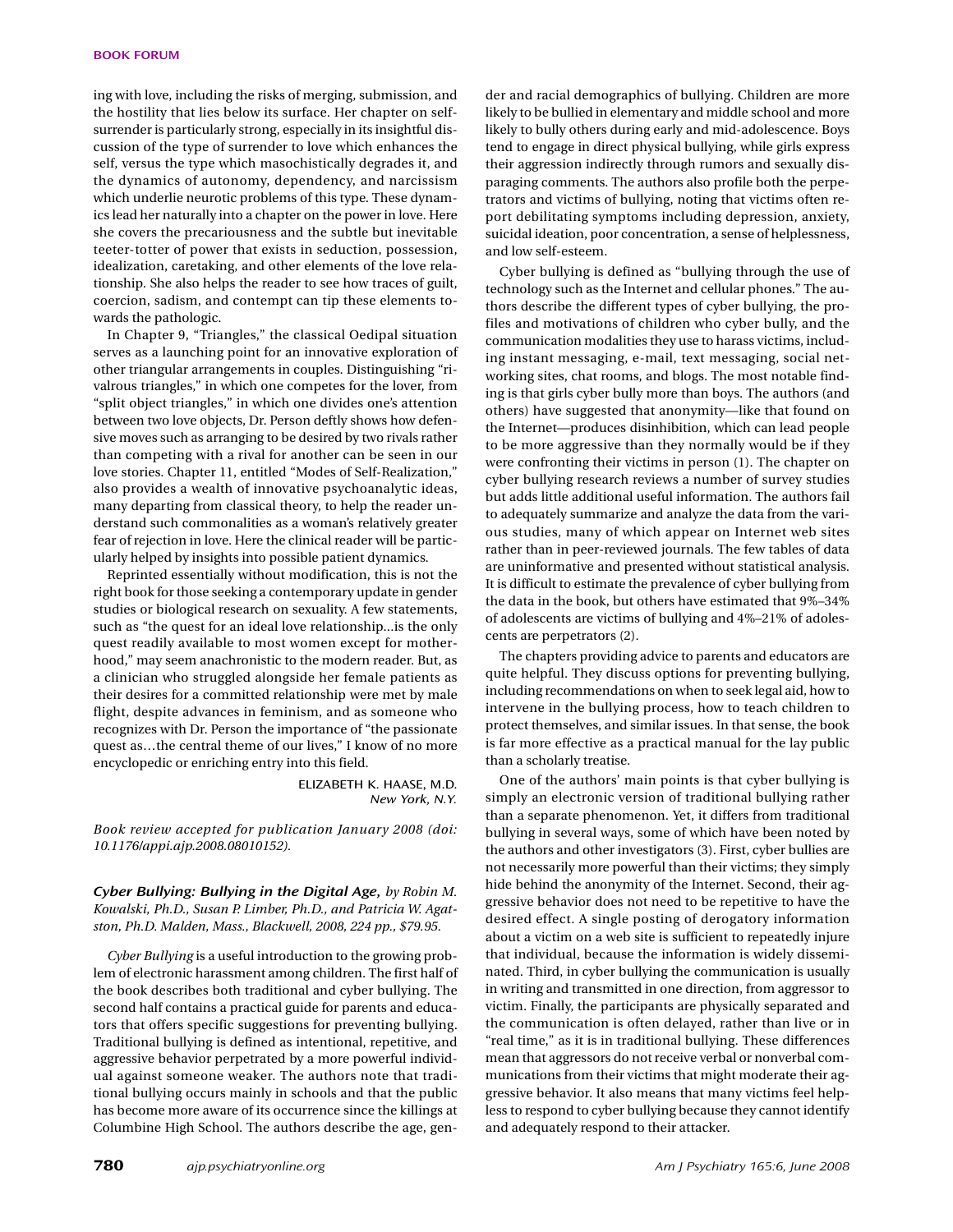ing with love, including the risks of merging, submission, and the hostility that lies below its surface. Her chapter on self-surrender is particularly strong, especially in its insightful discussion of the type of surrender to love which enhances the self, versus the type which masochistically degrades it, and the dynamics of autonomy, dependency, and narcissism which underlie neurotic problems of this type. These dynamics lead her naturally into a chapter on the power in love. Here she covers the precariousness and the subtle but inevitable teeter-totter of power that exists in seduction, possession, idealization, caretaking, and other elements of the love relationship. She also helps the reader to see how traces of guilt, coercion, sadism, and contempt can tip these elements towards the pathologic.

In Chapter 9, "Triangles," the classical Oedipal situation serves as a launching point for an innovative exploration of other triangular arrangements in couples. Distinguishing "rivalrous triangles," in which one competes for the lover, from "split object triangles," in which one divides one's attention between two love objects, Dr. Person deftly shows how defensive moves such as arranging to be desired by two rivals rather than competing with a rival for another can be seen in our love stories. Chapter 11, entitled "Modes of Self-Realization," also provides a wealth of innovative psychoanalytic ideas, many departing from classical theory, to help the reader understand such commonalities as a woman's relatively greater fear of rejection in love. Here the clinical reader will be particularly helped by insights into possible patient dynamics.

Reprinted essentially without modification, this is not the right book for those seeking a contemporary update in gender studies or biological research on sexuality. A few statements, such as "the quest for an ideal love relationship...is the only quest readily available to most women except for motherhood," may seem anachronistic to the modern reader. But, as a clinician who struggled alongside her female patients as their desires for a committed relationship were met by male flight, despite advances in feminism, and as someone who recognizes with Dr. Person the importance of "the passionate quest as…the central theme of our lives," I know of no more encyclopedic or enriching entry into this field.

ELIZABETH K. HAASE, M.D.
*New York, N.Y.*

*Book review accepted for publication January 2008 (doi: 10.1176/appi.ajp.2008.08010152).*

***Cyber Bullying: Bullying in the Digital Age,*** *by Robin M. Kowalski, Ph.D., Susan P. Limber, Ph.D., and Patricia W. Agatston, Ph.D. Malden, Mass., Blackwell, 2008, 224 pp., $79.95.*

*Cyber Bullying* is a useful introduction to the growing problem of electronic harassment among children. The first half of the book describes both traditional and cyber bullying. The second half contains a practical guide for parents and educators that offers specific suggestions for preventing bullying. Traditional bullying is defined as intentional, repetitive, and aggressive behavior perpetrated by a more powerful individual against someone weaker. The authors note that traditional bullying occurs mainly in schools and that the public has become more aware of its occurrence since the killings at Columbine High School. The authors describe the age, gender and racial demographics of bullying. Children are more likely to be bullied in elementary and middle school and more likely to bully others during early and mid-adolescence. Boys tend to engage in direct physical bullying, while girls express their aggression indirectly through rumors and sexually disparaging comments. The authors also profile both the perpetrators and victims of bullying, noting that victims often report debilitating symptoms including depression, anxiety, suicidal ideation, poor concentration, a sense of helplessness, and low self-esteem.

Cyber bullying is defined as "bullying through the use of technology such as the Internet and cellular phones." The authors describe the different types of cyber bullying, the profiles and motivations of children who cyber bully, and the communication modalities they use to harass victims, including instant messaging, e-mail, text messaging, social networking sites, chat rooms, and blogs. The most notable finding is that girls cyber bully more than boys. The authors (and others) have suggested that anonymity—like that found on the Internet—produces disinhibition, which can lead people to be more aggressive than they normally would be if they were confronting their victims in person (1). The chapter on cyber bullying research reviews a number of survey studies but adds little additional useful information. The authors fail to adequately summarize and analyze the data from the various studies, many of which appear on Internet web sites rather than in peer-reviewed journals. The few tables of data are uninformative and presented without statistical analysis. It is difficult to estimate the prevalence of cyber bullying from the data in the book, but others have estimated that 9%–34% of adolescents are victims of bullying and 4%–21% of adolescents are perpetrators (2).

The chapters providing advice to parents and educators are quite helpful. They discuss options for preventing bullying, including recommendations on when to seek legal aid, how to intervene in the bullying process, how to teach children to protect themselves, and similar issues. In that sense, the book is far more effective as a practical manual for the lay public than a scholarly treatise.

One of the authors' main points is that cyber bullying is simply an electronic version of traditional bullying rather than a separate phenomenon. Yet, it differs from traditional bullying in several ways, some of which have been noted by the authors and other investigators (3). First, cyber bullies are not necessarily more powerful than their victims; they simply hide behind the anonymity of the Internet. Second, their aggressive behavior does not need to be repetitive to have the desired effect. A single posting of derogatory information about a victim on a web site is sufficient to repeatedly injure that individual, because the information is widely disseminated. Third, in cyber bullying the communication is usually in writing and transmitted in one direction, from aggressor to victim. Finally, the participants are physically separated and the communication is often delayed, rather than live or in "real time," as it is in traditional bullying. These differences mean that aggressors do not receive verbal or nonverbal communications from their victims that might moderate their aggressive behavior. It also means that many victims feel helpless to respond to cyber bullying because they cannot identify and adequately respond to their attacker.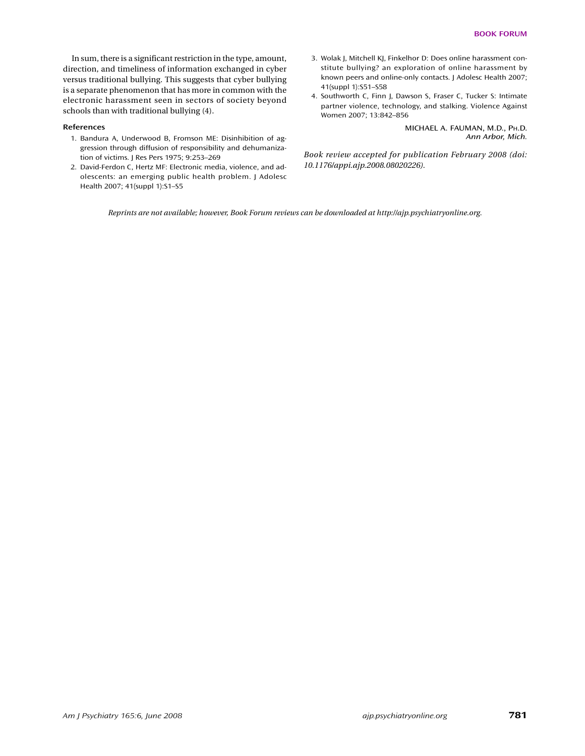In sum, there is a significant restriction in the type, amount, direction, and timeliness of information exchanged in cyber versus traditional bullying. This suggests that cyber bullying is a separate phenomenon that has more in common with the electronic harassment seen in sectors of society beyond schools than with traditional bullying (4).

### References

1. Bandura A, Underwood B, Fromson ME: Disinhibition of aggression through diffusion of responsibility and dehumanization of victims. J Res Pers 1975; 9:253–269
2. David-Ferdon C, Hertz MF: Electronic media, violence, and adolescents: an emerging public health problem. J Adolesc Health 2007; 41(suppl 1):S1–S5
3. Wolak J, Mitchell KJ, Finkelhor D: Does online harassment constitute bullying? an exploration of online harassment by known peers and online-only contacts. J Adolesc Health 2007; 41(suppl 1):S51–S58
4. Southworth C, Finn J, Dawson S, Fraser C, Tucker S: Intimate partner violence, technology, and stalking. Violence Against Women 2007; 13:842–856

MICHAEL A. FAUMAN, M.D., PH.D.
*Ann Arbor, Mich.*

*Book review accepted for publication February 2008 (doi: 10.1176/appi.ajp.2008.08020226).*

*Reprints are not available; however, Book Forum reviews can be downloaded at http://ajp.psychiatryonline.org.*